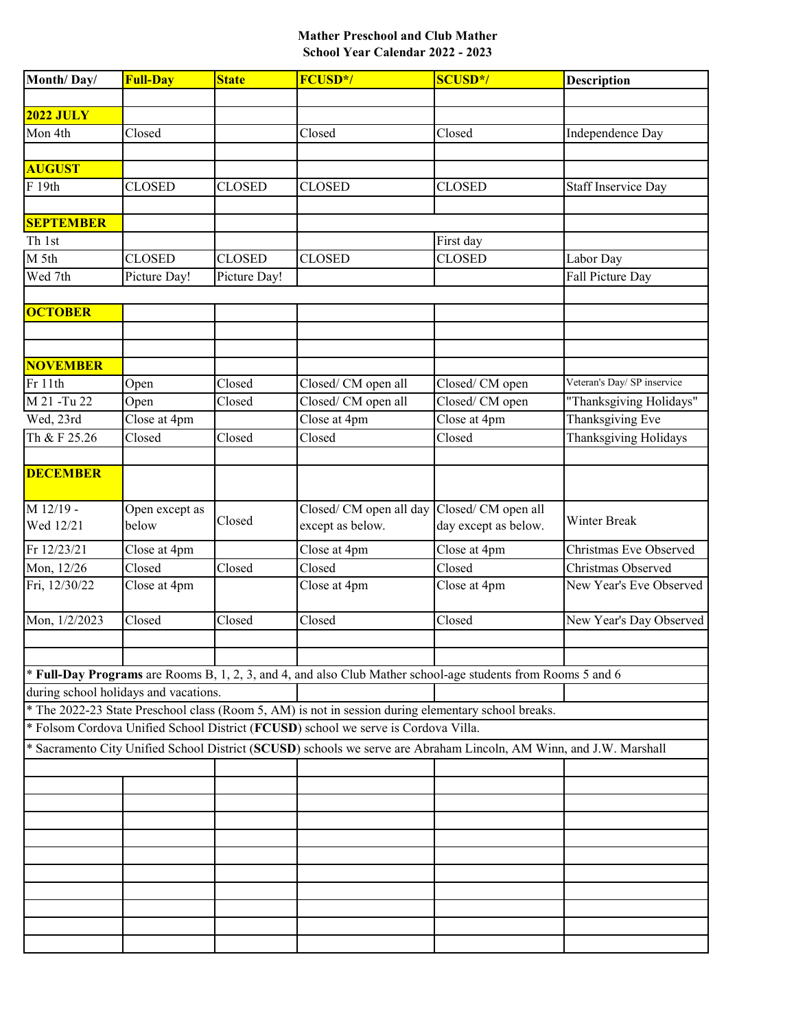# Mather Preschool and Club Mather
## School Year Calendar 2022 - 2023

| Month/ Day/ | Full-Day | State | FCUSD*/ | SCUSD*/ | Description |
|---|---|---|---|---|---|
| | | | | | |
| **2022 JULY** | | | | | |
| Mon 4th | Closed | | Closed | Closed | Independence Day |
| | | | | | |
| **AUGUST** | | | | | |
| F 19th | CLOSED | CLOSED | CLOSED | CLOSED | Staff Inservice Day |
| | | | | | |
| **SEPTEMBER** | | | | | |
| Th 1st | | | | First day | |
| M 5th | CLOSED | CLOSED | CLOSED | CLOSED | Labor Day |
| Wed 7th | Picture Day! | Picture Day! | | | Fall Picture Day |
| | | | | | |
| **OCTOBER** | | | | | |
| | | | | | |
| | | | | | |
| **NOVEMBER** | | | | | |
| Fr 11th | Open | Closed | Closed/ CM open all | Closed/ CM open | Veteran's Day/ SP inservice |
| M 21 -Tu 22 | Open | Closed | Closed/ CM open all | Closed/ CM open | "Thanksgiving Holidays" |
| Wed, 23rd | Close at 4pm | | Close at 4pm | Close at 4pm | Thanksgiving Eve |
| Th & F 25.26 | Closed | Closed | Closed | Closed | Thanksgiving Holidays |
| | | | | | |
| **DECEMBER** | | | | | |
| M 12/19 - Wed 12/21 | Open except as below | Closed | Closed/ CM open all day except as below. | Closed/ CM open all day except as below. | Winter Break |
| Fr 12/23/21 | Close at 4pm | | Close at 4pm | Close at 4pm | Christmas Eve Observed |
| Mon, 12/26 | Closed | Closed | Closed | Closed | Christmas Observed |
| Fri, 12/30/22 | Close at 4pm | | Close at 4pm | Close at 4pm | New Year's Eve Observed |
| Mon, 1/2/2023 | Closed | Closed | Closed | Closed | New Year's Day Observed |

* **Full-Day Programs** are Rooms B, 1, 2, 3, and 4, and also Club Mather school-age students from Rooms 5 and 6 during school holidays and vacations.
* The 2022-23 State Preschool class (Room 5, AM) is not in session during elementary school breaks.
* Folsom Cordova Unified School District (**FCUSD**) school we serve is Cordova Villa.
* Sacramento City Unified School District (**SCUSD**) schools we serve are Abraham Lincoln, AM Winn, and J.W. Marshall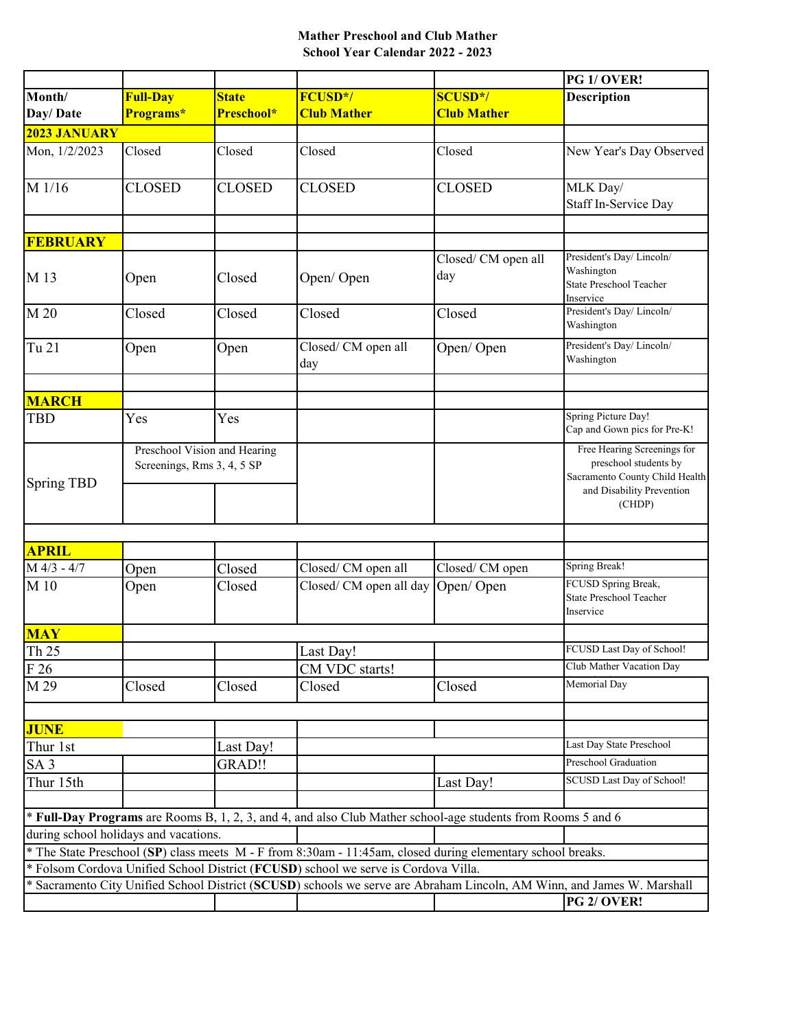**Mather Preschool and Club Mather**
**School Year Calendar 2022 - 2023**

| | | | | | **PG 1/ OVER!** |
|---|---|---|---|---|---|
| **Month/ Day/ Date** | **Full-Day Programs*** | **State Preschool*** | **FCUSD*/ Club Mather** | **SCUSD*/ Club Mather** | **Description** |
| **2023 JANUARY** | | | | | |
| Mon, 1/2/2023 | Closed | Closed | Closed | Closed | New Year's Day Observed |
| M 1/16 | CLOSED | CLOSED | CLOSED | CLOSED | MLK Day/ Staff In-Service Day |
| | | | | | |
| **FEBRUARY** | | | | | |
| M 13 | Open | Closed | Open/ Open | Closed/ CM open all day | President's Day/ Lincoln/ Washington State Preschool Teacher Inservice |
| M 20 | Closed | Closed | Closed | Closed | President's Day/ Lincoln/ Washington |
| Tu 21 | Open | Open | Closed/ CM open all day | Open/ Open | President's Day/ Lincoln/ Washington |
| | | | | | |
| **MARCH** | | | | | |
| TBD | Yes | Yes | | | Spring Picture Day! Cap and Gown pics for Pre-K! |
| Spring TBD | Preschool Vision and Hearing Screenings, Rms 3, 4, 5 SP | | | | Free Hearing Screenings for preschool students by Sacramento County Child Health and Disability Prevention (CHDP) |
| | | | | | |
| **APRIL** | | | | | |
| M 4/3 - 4/7 | Open | Closed | Closed/ CM open all | Closed/ CM open | Spring Break! |
| M 10 | Open | Closed | Closed/ CM open all day | Open/ Open | FCUSD Spring Break, State Preschool Teacher Inservice |
| **MAY** | | | | | |
| Th 25 | | | Last Day! | | FCUSD Last Day of School! |
| F 26 | | | CM VDC starts! | | Club Mather Vacation Day |
| M 29 | Closed | Closed | Closed | Closed | Memorial Day |
| | | | | | |
| **JUNE** | | | | | |
| Thur 1st | | Last Day! | | | Last Day State Preschool |
| SA 3 | | GRAD!! | | | Preschool Graduation |
| Thur 15th | | | | Last Day! | SCUSD Last Day of School! |
| | | | | | |
| * **Full-Day Programs** are Rooms B, 1, 2, 3, and 4, and also Club Mather school-age students from Rooms 5 and 6 during school holidays and vacations. | | | | | |
| * The State Preschool (**SP**) class meets M - F from 8:30am - 11:45am, closed during elementary school breaks. | | | | | |
| * Folsom Cordova Unified School District (**FCUSD**) school we serve is Cordova Villa. | | | | | |
| * Sacramento City Unified School District (**SCUSD**) schools we serve are Abraham Lincoln, AM Winn, and James W. Marshall | | | | | |
| | | | | | **PG 2/ OVER!** |